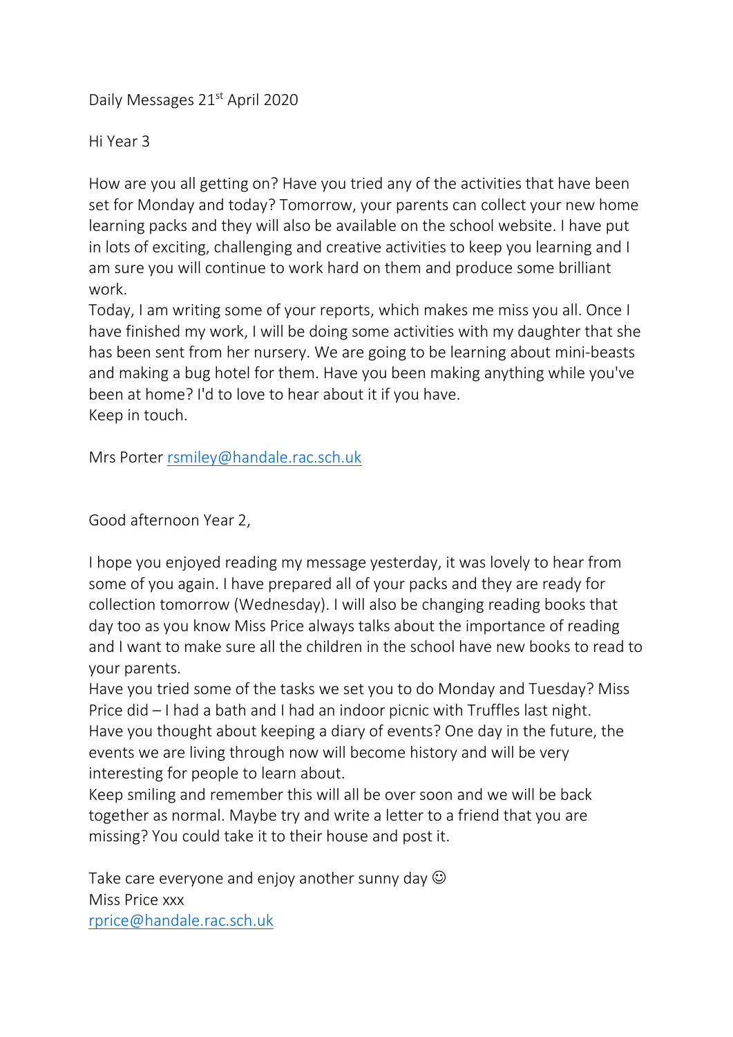Daily Messages 21st April 2020

Hi Year 3

How are you all getting on? Have you tried any of the activities that have been set for Monday and today? Tomorrow, your parents can collect your new home learning packs and they will also be available on the school website. I have put in lots of exciting, challenging and creative activities to keep you learning and I am sure you will continue to work hard on them and produce some brilliant work.
Today, I am writing some of your reports, which makes me miss you all. Once I have finished my work, I will be doing some activities with my daughter that she has been sent from her nursery. We are going to be learning about mini-beasts and making a bug hotel for them. Have you been making anything while you've been at home? I'd to love to hear about it if you have.
Keep in touch.

Mrs Porter rsmiley@handale.rac.sch.uk

Good afternoon Year 2,

I hope you enjoyed reading my message yesterday, it was lovely to hear from some of you again. I have prepared all of your packs and they are ready for collection tomorrow (Wednesday). I will also be changing reading books that day too as you know Miss Price always talks about the importance of reading and I want to make sure all the children in the school have new books to read to your parents.
Have you tried some of the tasks we set you to do Monday and Tuesday? Miss Price did – I had a bath and I had an indoor picnic with Truffles last night.
Have you thought about keeping a diary of events? One day in the future, the events we are living through now will become history and will be very interesting for people to learn about.
Keep smiling and remember this will all be over soon and we will be back together as normal. Maybe try and write a letter to a friend that you are missing? You could take it to their house and post it.

Take care everyone and enjoy another sunny day ☺
Miss Price xxx
rprice@handale.rac.sch.uk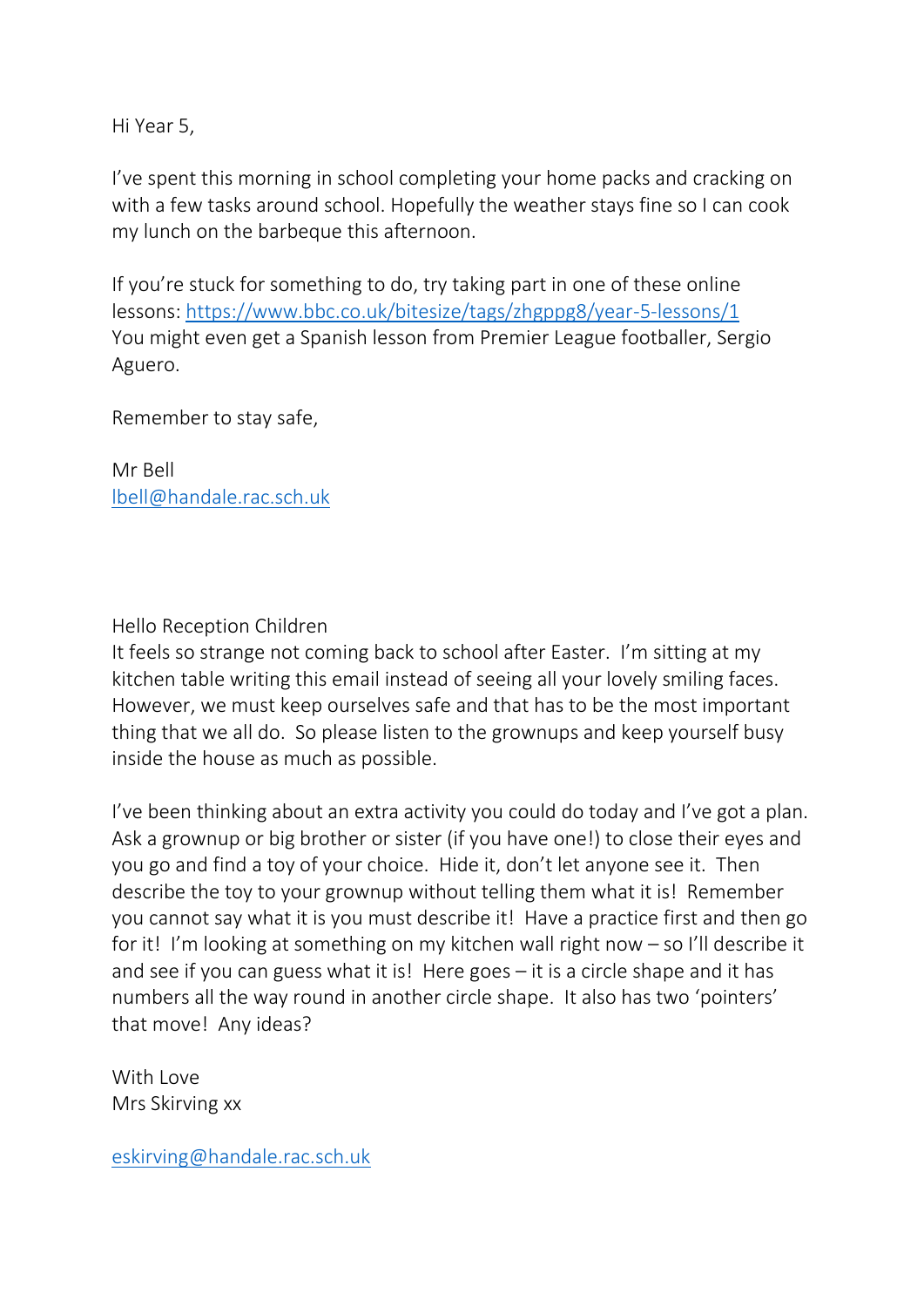Hi Year 5,

I've spent this morning in school completing your home packs and cracking on with a few tasks around school. Hopefully the weather stays fine so I can cook my lunch on the barbeque this afternoon.

If you're stuck for something to do, try taking part in one of these online lessons: https://www.bbc.co.uk/bitesize/tags/zhgppg8/year-5-lessons/1
You might even get a Spanish lesson from Premier League footballer, Sergio Aguero.

Remember to stay safe,

Mr Bell
lbell@handale.rac.sch.uk

Hello Reception Children
It feels so strange not coming back to school after Easter. I'm sitting at my kitchen table writing this email instead of seeing all your lovely smiling faces. However, we must keep ourselves safe and that has to be the most important thing that we all do. So please listen to the grownups and keep yourself busy inside the house as much as possible.

I've been thinking about an extra activity you could do today and I've got a plan. Ask a grownup or big brother or sister (if you have one!) to close their eyes and you go and find a toy of your choice. Hide it, don't let anyone see it. Then describe the toy to your grownup without telling them what it is! Remember you cannot say what it is you must describe it! Have a practice first and then go for it! I'm looking at something on my kitchen wall right now – so I'll describe it and see if you can guess what it is! Here goes – it is a circle shape and it has numbers all the way round in another circle shape. It also has two 'pointers' that move! Any ideas?

With Love
Mrs Skirving xx

eskirving@handale.rac.sch.uk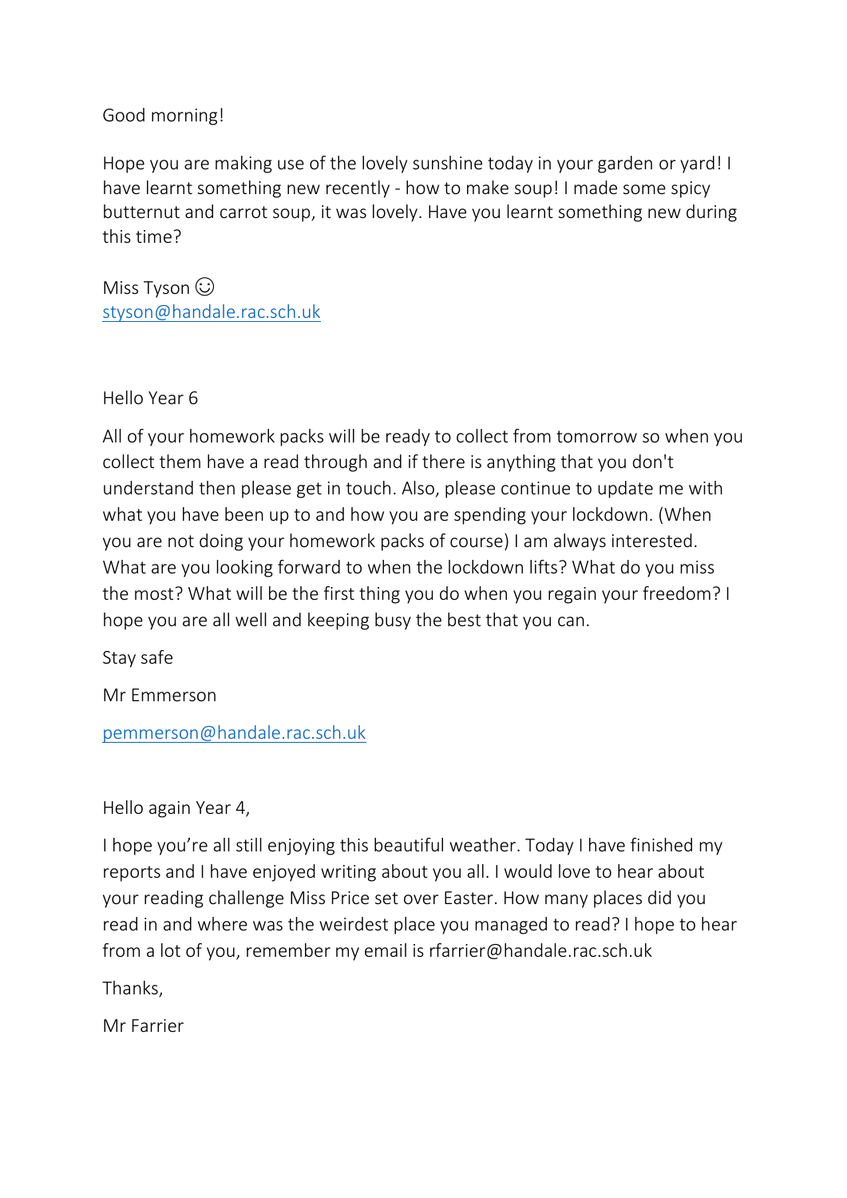Good morning!

Hope you are making use of the lovely sunshine today in your garden or yard! I have learnt something new recently - how to make soup! I made some spicy butternut and carrot soup, it was lovely. Have you learnt something new during this time?

Miss Tyson ☺
[styson@handale.rac.sch.uk](mailto:styson@handale.rac.sch.uk)

Hello Year 6

All of your homework packs will be ready to collect from tomorrow so when you collect them have a read through and if there is anything that you don't understand then please get in touch. Also, please continue to update me with what you have been up to and how you are spending your lockdown. (When you are not doing your homework packs of course) I am always interested. What are you looking forward to when the lockdown lifts? What do you miss the most? What will be the first thing you do when you regain your freedom? I hope you are all well and keeping busy the best that you can.

Stay safe

Mr Emmerson

[pemmerson@handale.rac.sch.uk](mailto:pemmerson@handale.rac.sch.uk)

Hello again Year 4,

I hope you're all still enjoying this beautiful weather. Today I have finished my reports and I have enjoyed writing about you all. I would love to hear about your reading challenge Miss Price set over Easter. How many places did you read in and where was the weirdest place you managed to read? I hope to hear from a lot of you, remember my email is rfarrier@handale.rac.sch.uk

Thanks,

Mr Farrier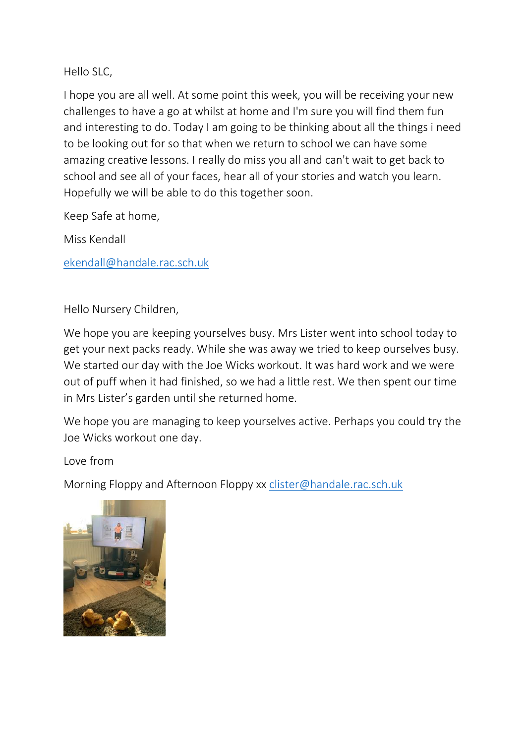Hello SLC,

I hope you are all well. At some point this week, you will be receiving your new challenges to have a go at whilst at home and I'm sure you will find them fun and interesting to do. Today I am going to be thinking about all the things i need to be looking out for so that when we return to school we can have some amazing creative lessons. I really do miss you all and can't wait to get back to school and see all of your faces, hear all of your stories and watch you learn. Hopefully we will be able to do this together soon.

Keep Safe at home,

Miss Kendall

ekendall@handale.rac.sch.uk

Hello Nursery Children,

We hope you are keeping yourselves busy. Mrs Lister went into school today to get your next packs ready. While she was away we tried to keep ourselves busy. We started our day with the Joe Wicks workout. It was hard work and we were out of puff when it had finished, so we had a little rest. We then spent our time in Mrs Lister's garden until she returned home.

We hope you are managing to keep yourselves active. Perhaps you could try the Joe Wicks workout one day.

Love from

Morning Floppy and Afternoon Floppy xx clister@handale.rac.sch.uk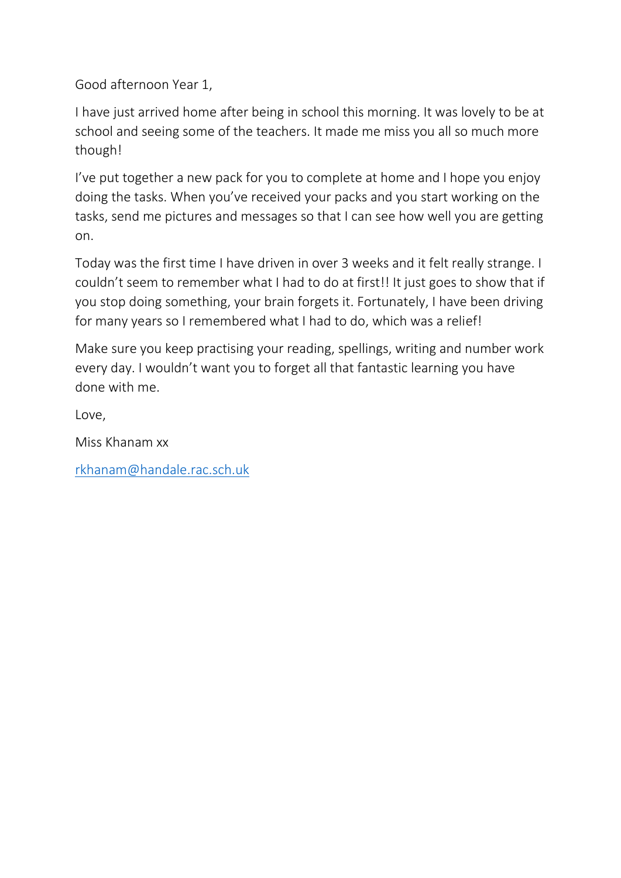Good afternoon Year 1,

I have just arrived home after being in school this morning. It was lovely to be at school and seeing some of the teachers. It made me miss you all so much more though!

I've put together a new pack for you to complete at home and I hope you enjoy doing the tasks. When you've received your packs and you start working on the tasks, send me pictures and messages so that I can see how well you are getting on.

Today was the first time I have driven in over 3 weeks and it felt really strange. I couldn't seem to remember what I had to do at first!! It just goes to show that if you stop doing something, your brain forgets it. Fortunately, I have been driving for many years so I remembered what I had to do, which was a relief!

Make sure you keep practising your reading, spellings, writing and number work every day. I wouldn't want you to forget all that fantastic learning you have done with me.

Love,

Miss Khanam xx

rkhanam@handale.rac.sch.uk